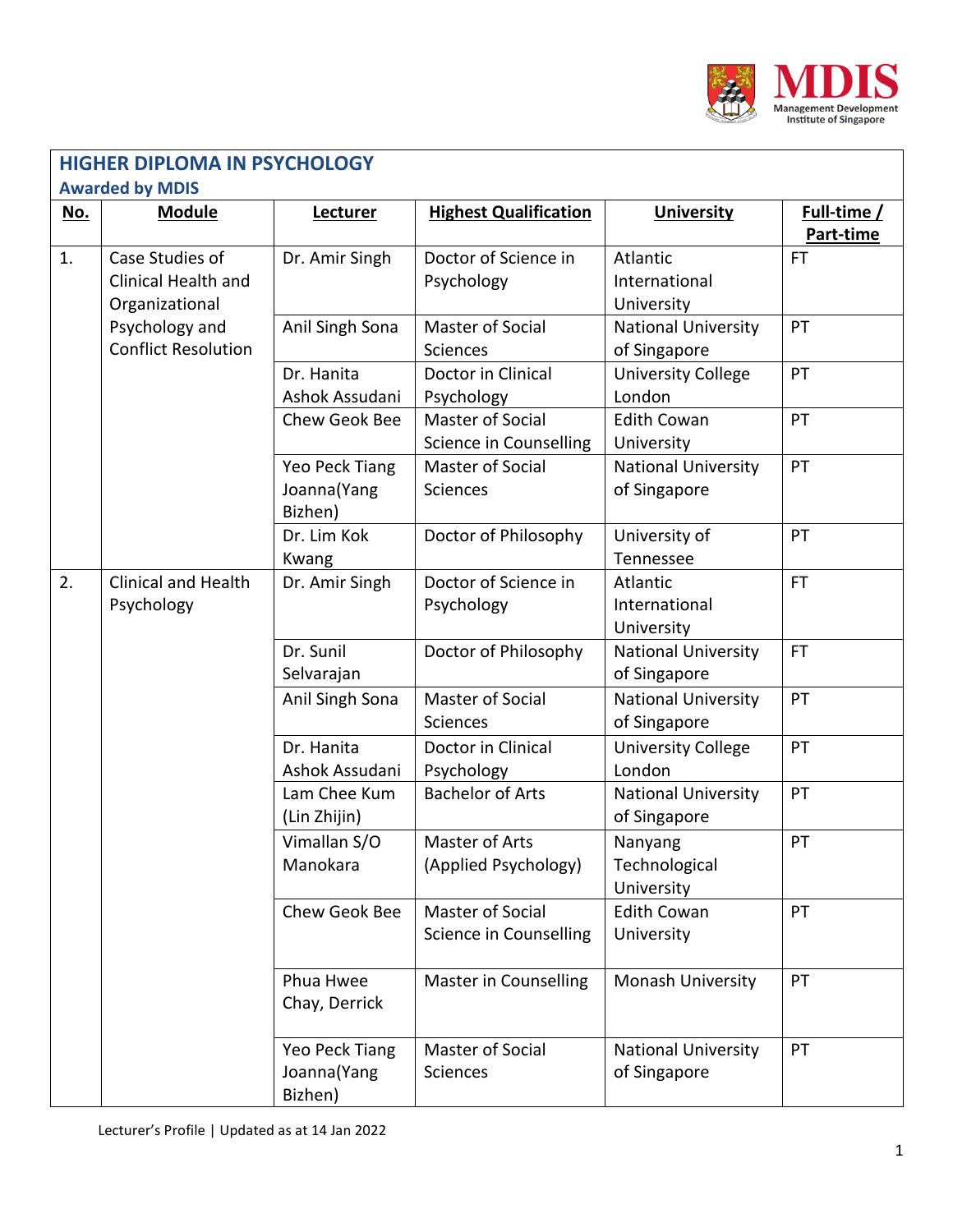## HIGHER DIPLOMA IN PSYCHOLOGY

### Awarded by MDIS

| No. | Module | Lecturer | Highest Qualification | University | Full-time / Part-time |
|---|---|---|---|---|---|
| 1. | Case Studies of Clinical Health and Organizational Psychology and Conflict Resolution | Dr. Amir Singh | Doctor of Science in Psychology | Atlantic International University | FT |
| | | Anil Singh Sona | Master of Social Sciences | National University of Singapore | PT |
| | | Dr. Hanita Ashok Assudani | Doctor in Clinical Psychology | University College London | PT |
| | | Chew Geok Bee | Master of Social Science in Counselling | Edith Cowan University | PT |
| | | Yeo Peck Tiang Joanna(Yang Bizhen) | Master of Social Sciences | National University of Singapore | PT |
| | | Dr. Lim Kok Kwang | Doctor of Philosophy | University of Tennessee | PT |
| 2. | Clinical and Health Psychology | Dr. Amir Singh | Doctor of Science in Psychology | Atlantic International University | FT |
| | | Dr. Sunil Selvarajan | Doctor of Philosophy | National University of Singapore | FT |
| | | Anil Singh Sona | Master of Social Sciences | National University of Singapore | PT |
| | | Dr. Hanita Ashok Assudani | Doctor in Clinical Psychology | University College London | PT |
| | | Lam Chee Kum (Lin Zhijin) | Bachelor of Arts | National University of Singapore | PT |
| | | Vimallan S/O Manokara | Master of Arts (Applied Psychology) | Nanyang Technological University | PT |
| | | Chew Geok Bee | Master of Social Science in Counselling | Edith Cowan University | PT |
| | | Phua Hwee Chay, Derrick | Master in Counselling | Monash University | PT |
| | | Yeo Peck Tiang Joanna(Yang Bizhen) | Master of Social Sciences | National University of Singapore | PT |

Lecturer's Profile | Updated as at 14 Jan 2022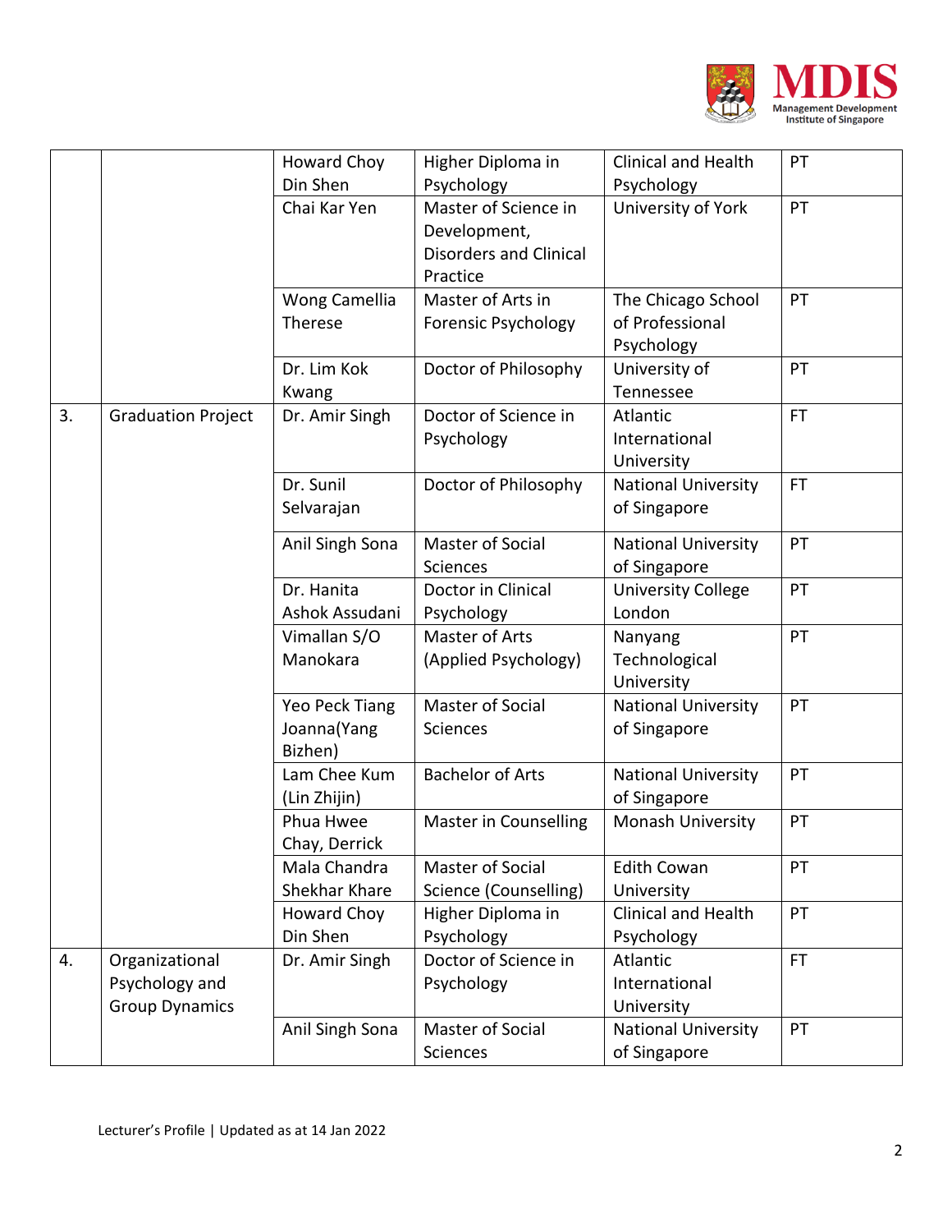| | | Howard Choy Din Shen | Higher Diploma in Psychology | Clinical and Health Psychology | PT |
|---|---|---|---|---|---|
| | | Chai Kar Yen | Master of Science in Development, Disorders and Clinical Practice | University of York | PT |
| | | Wong Camellia Therese | Master of Arts in Forensic Psychology | The Chicago School of Professional Psychology | PT |
| | | Dr. Lim Kok Kwang | Doctor of Philosophy | University of Tennesee | PT |
| 3. | Graduation Project | Dr. Amir Singh | Doctor of Science in Psychology | Atlantic International University | FT |
| | | Dr. Sunil Selvarajan | Doctor of Philosophy | National University of Singapore | FT |
| | | Anil Singh Sona | Master of Social Sciences | National University of Singapore | PT |
| | | Dr. Hanita Ashok Assudani | Doctor in Clinical Psychology | University College London | PT |
| | | Vimallan S/O Manokara | Master of Arts (Applied Psychology) | Nanyang Technological University | PT |
| | | Yeo Peck Tiang Joanna(Yang Bizhen) | Master of Social Sciences | National University of Singapore | PT |
| | | Lam Chee Kum (Lin Zhijin) | Bachelor of Arts | National University of Singapore | PT |
| | | Phua Hwee Chay, Derrick | Master in Counselling | Monash University | PT |
| | | Mala Chandra Shekhar Khare | Master of Social Science (Counselling) | Edith Cowan University | PT |
| | | Howard Choy Din Shen | Higher Diploma in Psychology | Clinical and Health Psychology | PT |
| 4. | Organizational Psychology and Group Dynamics | Dr. Amir Singh | Doctor of Science in Psychology | Atlantic International University | FT |
| | | Anil Singh Sona | Master of Social Sciences | National University of Singapore | PT |

Lecturer's Profile | Updated as at 14 Jan 2022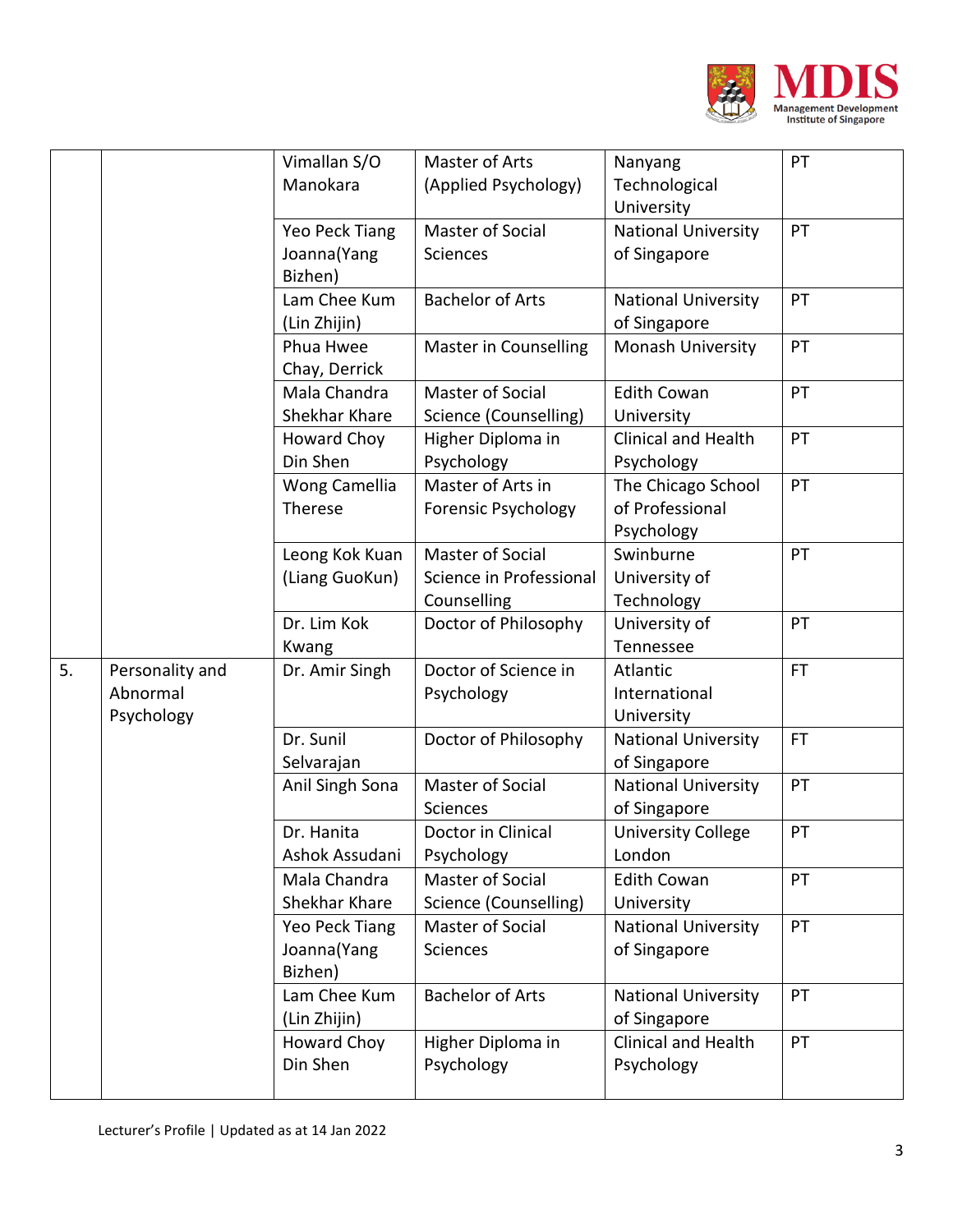| | | | | | |
|---|---|---|---|---|---|
| | | Vimallan S/O Manokara | Master of Arts (Applied Psychology) | Nanyang Technological University | PT |
| | | Yeo Peck Tiang Joanna(Yang Bizhen) | Master of Social Sciences | National University of Singapore | PT |
| | | Lam Chee Kum (Lin Zhijin) | Bachelor of Arts | National University of Singapore | PT |
| | | Phua Hwee Chay, Derrick | Master in Counselling | Monash University | PT |
| | | Mala Chandra Shekhar Khare | Master of Social Science (Counselling) | Edith Cowan University | PT |
| | | Howard Choy Din Shen | Higher Diploma in Psychology | Clinical and Health Psychology | PT |
| | | Wong Camellia Therese | Master of Arts in Forensic Psychology | The Chicago School of Professional Psychology | PT |
| | | Leong Kok Kuan (Liang GuoKun) | Master of Social Science in Professional Counselling | Swinburne University of Technology | PT |
| | | Dr. Lim Kok Kwang | Doctor of Philosophy | University of Tennessee | PT |
| 5. | Personality and Abnormal Psychology | Dr. Amir Singh | Doctor of Science in Psychology | Atlantic International University | FT |
| | | Dr. Sunil Selvarajan | Doctor of Philosophy | National University of Singapore | FT |
| | | Anil Singh Sona | Master of Social Sciences | National University of Singapore | PT |
| | | Dr. Hanita Ashok Assudani | Doctor in Clinical Psychology | University College London | PT |
| | | Mala Chandra Shekhar Khare | Master of Social Science (Counselling) | Edith Cowan University | PT |
| | | Yeo Peck Tiang Joanna(Yang Bizhen) | Master of Social Sciences | National University of Singapore | PT |
| | | Lam Chee Kum (Lin Zhijin) | Bachelor of Arts | National University of Singapore | PT |
| | | Howard Choy Din Shen | Higher Diploma in Psychology | Clinical and Health Psychology | PT |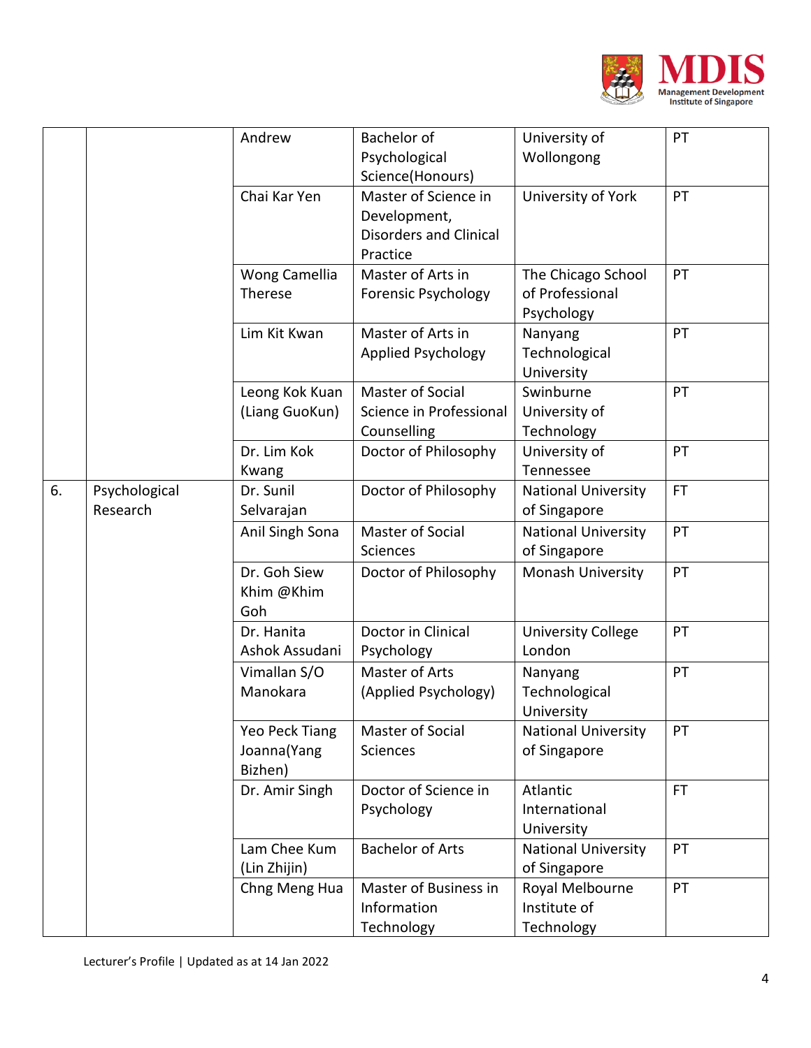| | | Andrew | Bachelor of Psychological Science(Honours) | University of Wollongong | PT |
|---|---|---|---|---|---|
| | | Chai Kar Yen | Master of Science in Development, Disorders and Clinical Practice | University of York | PT |
| | | Wong Camellia Therese | Master of Arts in Forensic Psychology | The Chicago School of Professional Psychology | PT |
| | | Lim Kit Kwan | Master of Arts in Applied Psychology | Nanyang Technological University | PT |
| | | Leong Kok Kuan (Liang GuoKun) | Master of Social Science in Professional Counselling | Swinburne University of Technology | PT |
| | | Dr. Lim Kok Kwang | Doctor of Philosophy | University of Tennessee | PT |
| 6. | Psychological Research | Dr. Sunil Selvarajan | Doctor of Philosophy | National University of Singapore | FT |
| | | Anil Singh Sona | Master of Social Sciences | National University of Singapore | PT |
| | | Dr. Goh Siew Khim @Khim Goh | Doctor of Philosophy | Monash University | PT |
| | | Dr. Hanita Ashok Assudani | Doctor in Clinical Psychology | University College London | PT |
| | | Vimallan S/O Manokara | Master of Arts (Applied Psychology) | Nanyang Technological University | PT |
| | | Yeo Peck Tiang Joanna(Yang Bizhen) | Master of Social Sciences | National University of Singapore | PT |
| | | Dr. Amir Singh | Doctor of Science in Psychology | Atlantic International University | FT |
| | | Lam Chee Kum (Lin Zhijin) | Bachelor of Arts | National University of Singapore | PT |
| | | Chng Meng Hua | Master of Business in Information Technology | Royal Melbourne Institute of Technology | PT |

Lecturer's Profile | Updated as at 14 Jan 2022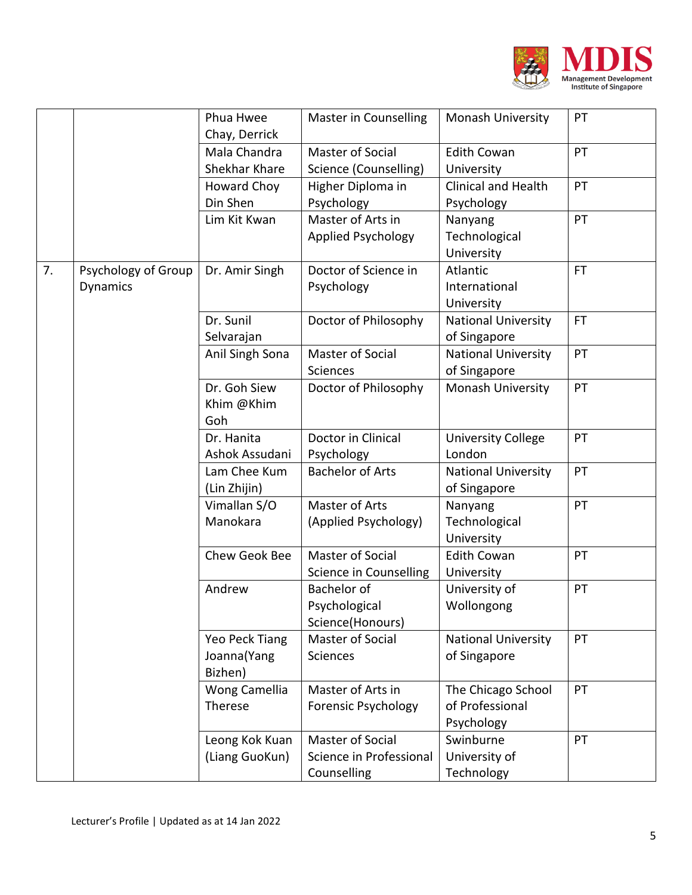| | | | | | |
|---|---|---|---|---|---|
| | | Phua Hwee Chay, Derrick | Master in Counselling | Monash University | PT |
| | | Mala Chandra Shekhar Khare | Master of Social Science (Counselling) | Edith Cowan University | PT |
| | | Howard Choy Din Shen | Higher Diploma in Psychology | Clinical and Health Psychology | PT |
| | | Lim Kit Kwan | Master of Arts in Applied Psychology | Nanyang Technological University | PT |
| 7. | Psychology of Group Dynamics | Dr. Amir Singh | Doctor of Science in Psychology | Atlantic International University | FT |
| | | Dr. Sunil Selvarajan | Doctor of Philosophy | National University of Singapore | FT |
| | | Anil Singh Sona | Master of Social Sciences | National University of Singapore | PT |
| | | Dr. Goh Siew Khim @Khim Goh | Doctor of Philosophy | Monash University | PT |
| | | Dr. Hanita Ashok Assudani | Doctor in Clinical Psychology | University College London | PT |
| | | Lam Chee Kum (Lin Zhijin) | Bachelor of Arts | National University of Singapore | PT |
| | | Vimallan S/O Manokara | Master of Arts (Applied Psychology) | Nanyang Technological University | PT |
| | | Chew Geok Bee | Master of Social Science in Counselling | Edith Cowan University | PT |
| | | Andrew | Bachelor of Psychological Science(Honours) | University of Wollongong | PT |
| | | Yeo Peck Tiang Joanna(Yang Bizhen) | Master of Social Sciences | National University of Singapore | PT |
| | | Wong Camellia Therese | Master of Arts in Forensic Psychology | The Chicago School of Professional Psychology | PT |
| | | Leong Kok Kuan (Liang GuoKun) | Master of Social Science in Professional Counselling | Swinburne University of Technology | PT |

Lecturer's Profile | Updated as at 14 Jan 2022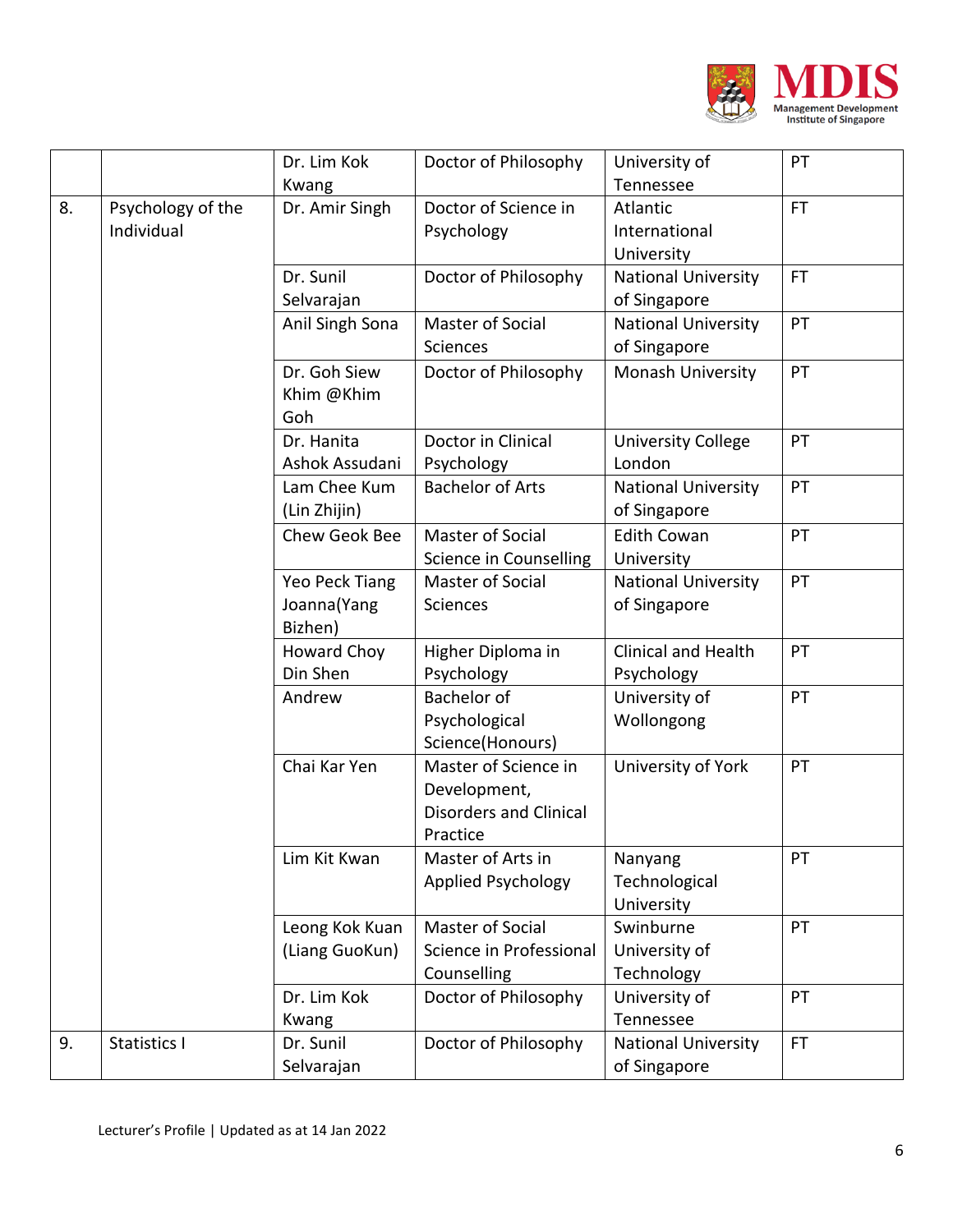| | | Dr. Lim Kok Kwang | Doctor of Philosophy | University of Tennessee | PT |
|---|---|---|---|---|---|
| 8. | Psychology of the Individual | Dr. Amir Singh | Doctor of Science in Psychology | Atlantic International University | FT |
| | | Dr. Sunil Selvarajan | Doctor of Philosophy | National University of Singapore | FT |
| | | Anil Singh Sona | Master of Social Sciences | National University of Singapore | PT |
| | | Dr. Goh Siew Khim @Khim Goh | Doctor of Philosophy | Monash University | PT |
| | | Dr. Hanita Ashok Assudani | Doctor in Clinical Psychology | University College London | PT |
| | | Lam Chee Kum (Lin Zhijin) | Bachelor of Arts | National University of Singapore | PT |
| | | Chew Geok Bee | Master of Social Science in Counselling | Edith Cowan University | PT |
| | | Yeo Peck Tiang Joanna(Yang Bizhen) | Master of Social Sciences | National University of Singapore | PT |
| | | Howard Choy Din Shen | Higher Diploma in Psychology | Clinical and Health Psychology | PT |
| | | Andrew | Bachelor of Psychological Science(Honours) | University of Wollongong | PT |
| | | Chai Kar Yen | Master of Science in Development, Disorders and Clinical Practice | University of York | PT |
| | | Lim Kit Kwan | Master of Arts in Applied Psychology | Nanyang Technological University | PT |
| | | Leong Kok Kuan (Liang GuoKun) | Master of Social Science in Professional Counselling | Swinburne University of Technology | PT |
| | | Dr. Lim Kok Kwang | Doctor of Philosophy | University of Tennessee | PT |
| 9. | Statistics I | Dr. Sunil Selvarajan | Doctor of Philosophy | National University of Singapore | FT |

Lecturer's Profile | Updated as at 14 Jan 2022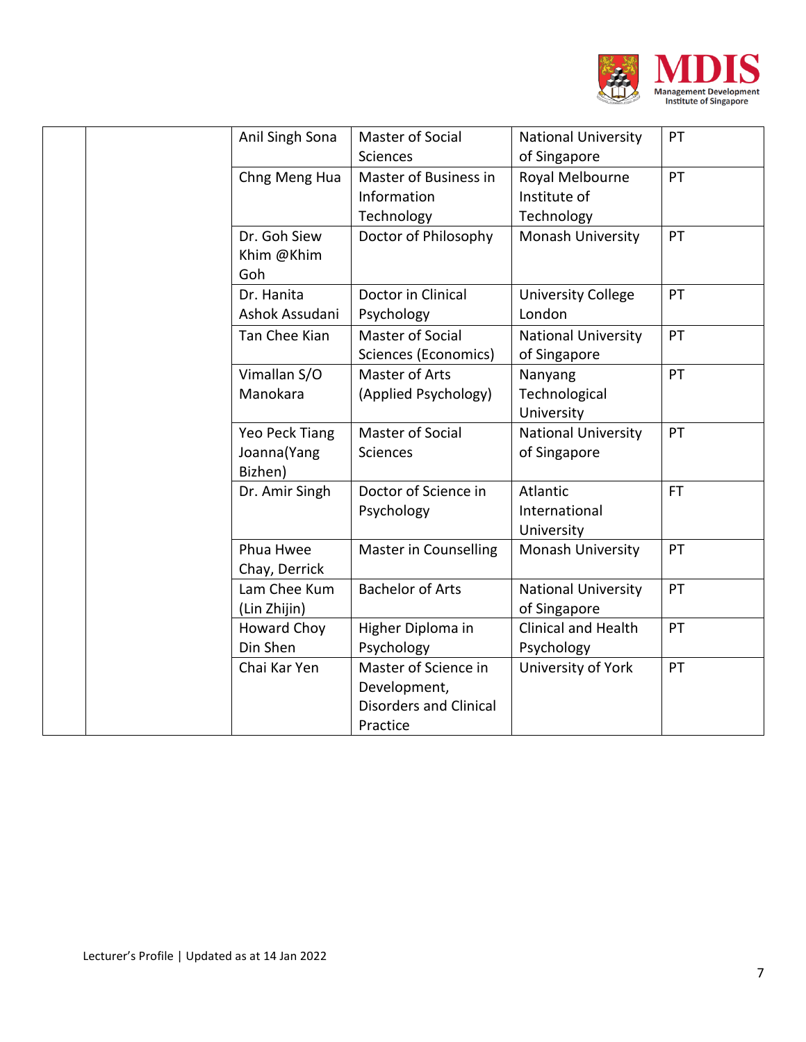| | | | | | |
|---|---|---|---|---|---|
| | | Anil Singh Sona | Master of Social Sciences | National University of Singapore | PT |
| | | Chng Meng Hua | Master of Business in Information Technology | Royal Melbourne Institute of Technology | PT |
| | | Dr. Goh Siew Khim @Khim Goh | Doctor of Philosophy | Monash University | PT |
| | | Dr. Hanita Ashok Assudani | Doctor in Clinical Psychology | University College London | PT |
| | | Tan Chee Kian | Master of Social Sciences (Economics) | National University of Singapore | PT |
| | | Vimallan S/O Manokara | Master of Arts (Applied Psychology) | Nanyang Technological University | PT |
| | | Yeo Peck Tiang Joanna(Yang Bizhen) | Master of Social Sciences | National University of Singapore | PT |
| | | Dr. Amir Singh | Doctor of Science in Psychology | Atlantic International University | FT |
| | | Phua Hwee Chay, Derrick | Master in Counselling | Monash University | PT |
| | | Lam Chee Kum (Lin Zhijin) | Bachelor of Arts | National University of Singapore | PT |
| | | Howard Choy Din Shen | Higher Diploma in Psychology | Clinical and Health Psychology | PT |
| | | Chai Kar Yen | Master of Science in Development, Disorders and Clinical Practice | University of York | PT |

Lecturer's Profile | Updated as at 14 Jan 2022